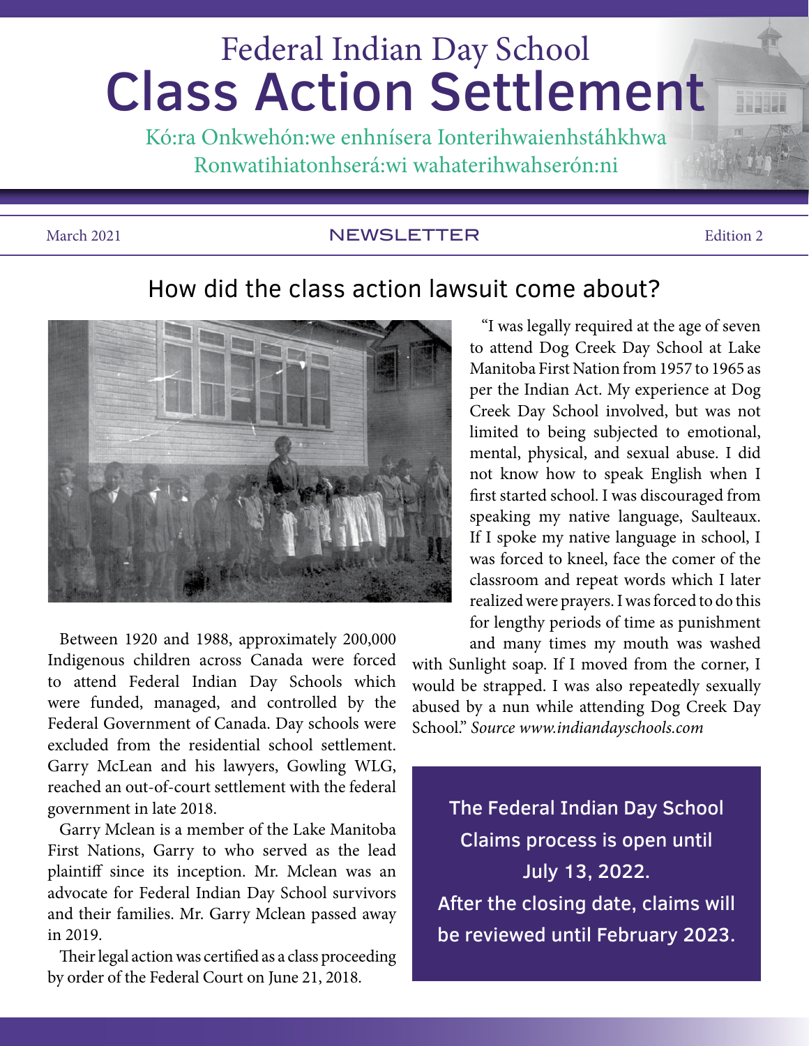# Federal Indian Day School Class Action Settlement

Kó:ra Onkwehón:we enhnísera Ionterihwaienhstáhkhwa Ronwatihiatonhserá:wi wahaterihwahserón:ni

March 2021 — **NEWSLETTER** — Edition 2

## How did the class action lawsuit come about?

Between 1920 and 1988, approximately 200,000 Indigenous children across Canada were forced to attend Federal Indian Day Schools which were funded, managed, and controlled by the Federal Government of Canada. Day schools were excluded from the residential school settlement. Garry McLean and his lawyers, Gowling WLG, reached an out-of-court settlement with the federal government in late 2018.

Garry Mclean is a member of the Lake Manitoba First Nations, Garry to who served as the lead plaintiff since its inception. Mr. Mclean was an advocate for Federal Indian Day School survivors and their families. Mr. Garry Mclean passed away in 2019.

Their legal action was certified as a class proceeding by order of the Federal Court on June 21, 2018.

"I was legally required at the age of seven to attend Dog Creek Day School at Lake Manitoba First Nation from 1957 to 1965 as per the Indian Act. My experience at Dog Creek Day School involved, but was not limited to being subjected to emotional, mental, physical, and sexual abuse. I did not know how to speak English when I first started school. I was discouraged from speaking my native language, Saulteaux. If I spoke my native language in school, I was forced to kneel, face the comer of the classroom and repeat words which I later realized were prayers. I was forced to do this for lengthy periods of time as punishment and many times my mouth was washed with Sunlight soap. If I moved from the corner, I would be strapped. I was also repeatedly sexually abused by a nun while attending Dog Creek Day School." *Source www.indiandayschools.com*

**The Federal Indian Day School Claims process is open until July 13, 2022. After the closing date, claims will be reviewed until February 2023.**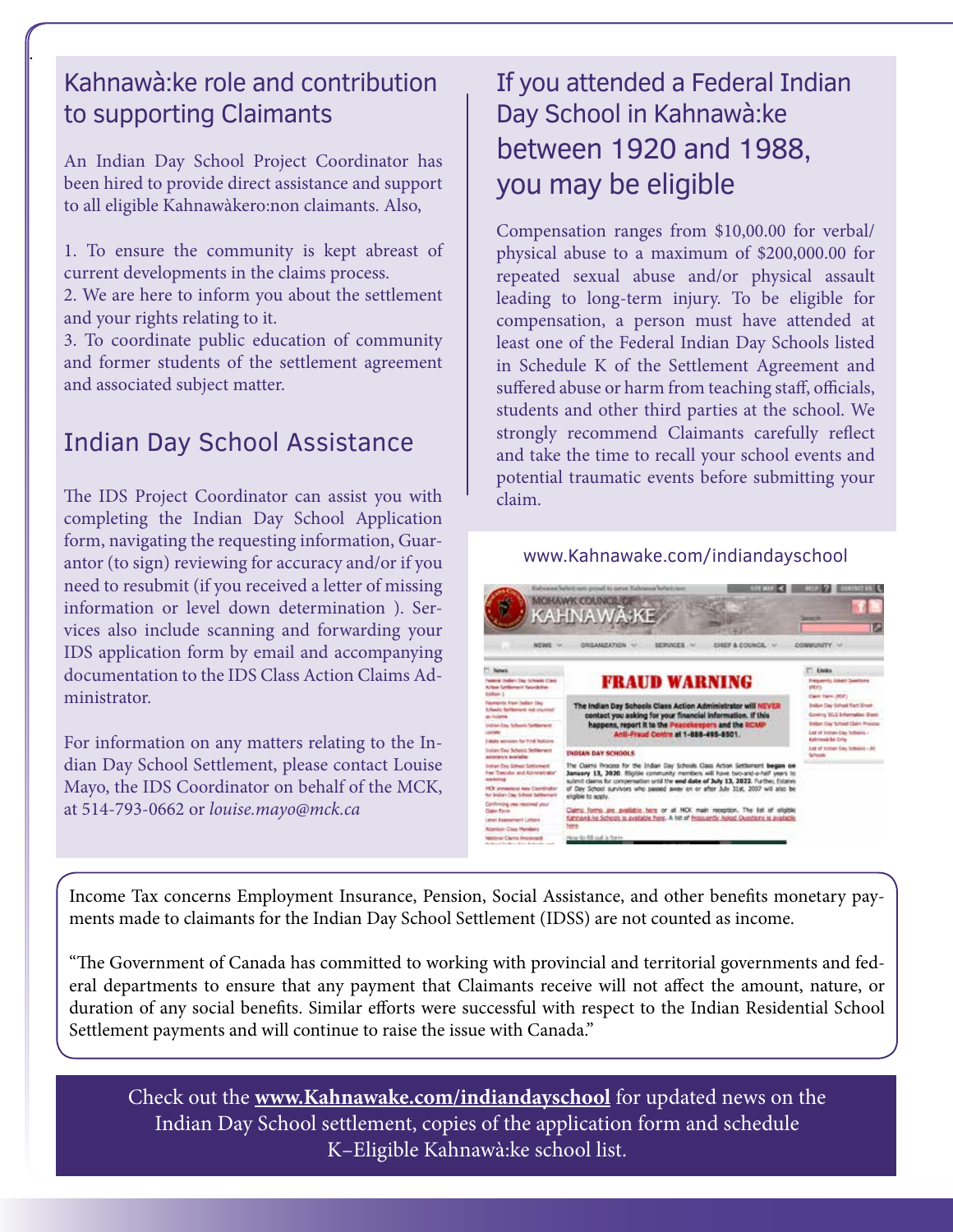## Kahnawà:ke role and contribution to supporting Claimants

An Indian Day School Project Coordinator has been hired to provide direct assistance and support to all eligible Kahnawàkero:non claimants. Also,

1. To ensure the community is kept abreast of current developments in the claims process.
2. We are here to inform you about the settlement and your rights relating to it.
3. To coordinate public education of community and former students of the settlement agreement and associated subject matter.

## Indian Day School Assistance

The IDS Project Coordinator can assist you with completing the Indian Day School Application form, navigating the requesting information, Guarantor (to sign) reviewing for accuracy and/or if you need to resubmit (if you received a letter of missing information or level down determination ). Services also include scanning and forwarding your IDS application form by email and accompanying documentation to the IDS Class Action Claims Administrator.

For information on any matters relating to the Indian Day School Settlement, please contact Louise Mayo, the IDS Coordinator on behalf of the MCK, at 514-793-0662 or *louise.mayo@mck.ca*

## If you attended a Federal Indian Day School in Kahnawà:ke between 1920 and 1988, you may be eligible

Compensation ranges from $10,00.00 for verbal/physical abuse to a maximum of $200,000.00 for repeated sexual abuse and/or physical assault leading to long-term injury. To be eligible for compensation, a person must have attended at least one of the Federal Indian Day Schools listed in Schedule K of the Settlement Agreement and suffered abuse or harm from teaching staff, officials, students and other third parties at the school. We strongly recommend Claimants carefully reflect and take the time to recall your school events and potential traumatic events before submitting your claim.

www.Kahnawake.com/indiandayschool

Income Tax concerns Employment Insurance, Pension, Social Assistance, and other benefits monetary payments made to claimants for the Indian Day School Settlement (IDSS) are not counted as income.

"The Government of Canada has committed to working with provincial and territorial governments and federal departments to ensure that any payment that Claimants receive will not affect the amount, nature, or duration of any social benefits. Similar efforts were successful with respect to the Indian Residential School Settlement payments and will continue to raise the issue with Canada."

Check out the **www.Kahnawake.com/indiandayschool** for updated news on the Indian Day School settlement, copies of the application form and schedule K–Eligible Kahnawà:ke school list.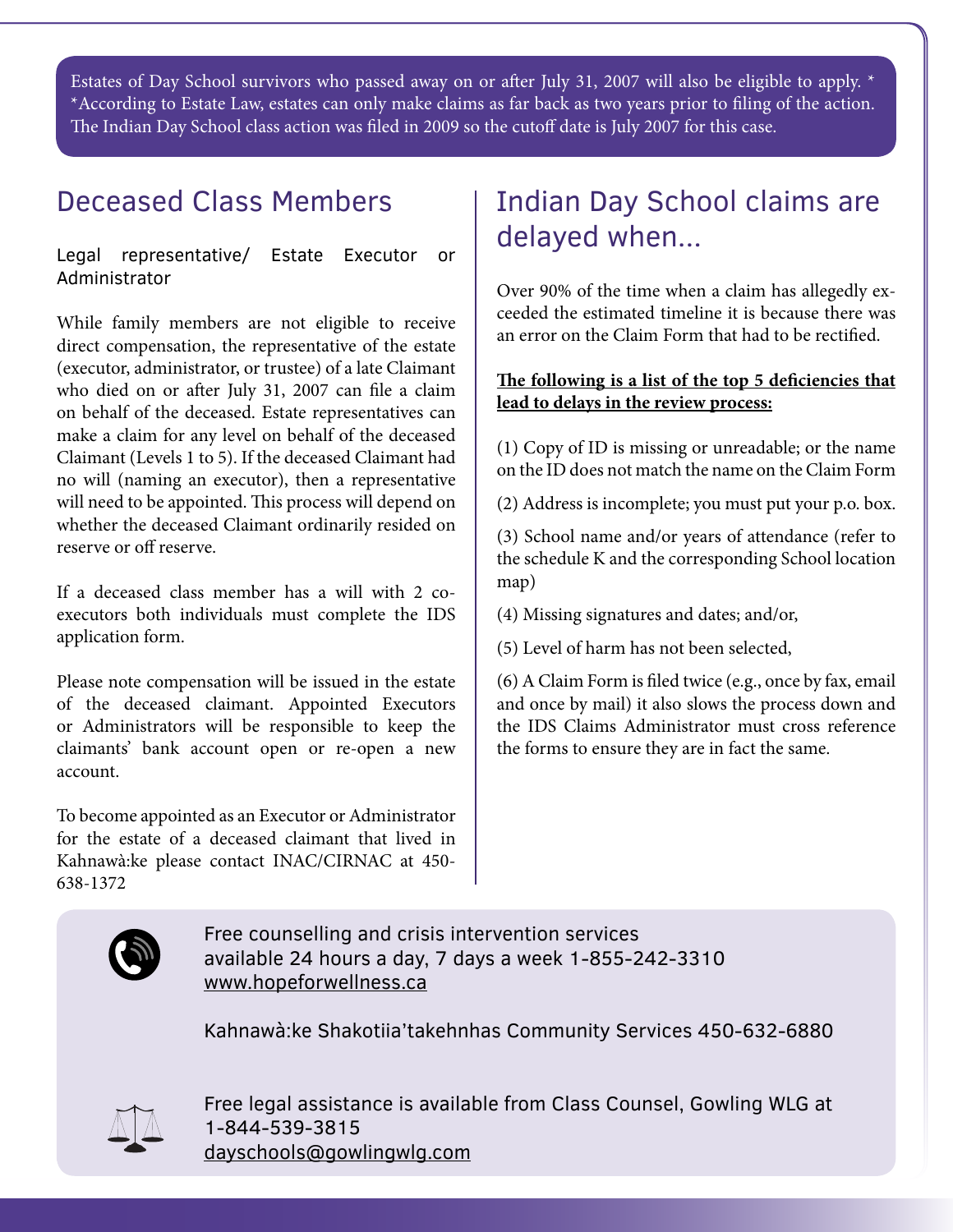Estates of Day School survivors who passed away on or after July 31, 2007 will also be eligible to apply. *
*According to Estate Law, estates can only make claims as far back as two years prior to filing of the action. The Indian Day School class action was filed in 2009 so the cutoff date is July 2007 for this case.

## Deceased Class Members

Legal representative/ Estate Executor or Administrator

While family members are not eligible to receive direct compensation, the representative of the estate (executor, administrator, or trustee) of a late Claimant who died on or after July 31, 2007 can file a claim on behalf of the deceased. Estate representatives can make a claim for any level on behalf of the deceased Claimant (Levels 1 to 5). If the deceased Claimant had no will (naming an executor), then a representative will need to be appointed. This process will depend on whether the deceased Claimant ordinarily resided on reserve or off reserve.

If a deceased class member has a will with 2 co-executors both individuals must complete the IDS application form.

Please note compensation will be issued in the estate of the deceased claimant. Appointed Executors or Administrators will be responsible to keep the claimants' bank account open or re-open a new account.

To become appointed as an Executor or Administrator for the estate of a deceased claimant that lived in Kahnawà:ke please contact INAC/CIRNAC at 450-638-1372

## Indian Day School claims are delayed when...

Over 90% of the time when a claim has allegedly exceeded the estimated timeline it is because there was an error on the Claim Form that had to be rectified.

**The following is a list of the top 5 deficiencies that lead to delays in the review process:**

(1) Copy of ID is missing or unreadable; or the name on the ID does not match the name on the Claim Form

(2) Address is incomplete; you must put your p.o. box.

(3) School name and/or years of attendance (refer to the schedule K and the corresponding School location map)

(4) Missing signatures and dates; and/or,

(5) Level of harm has not been selected,

(6) A Claim Form is filed twice (e.g., once by fax, email and once by mail) it also slows the process down and the IDS Claims Administrator must cross reference the forms to ensure they are in fact the same.

Free counselling and crisis intervention services available 24 hours a day, 7 days a week 1-855-242-3310
www.hopeforwellness.ca

Kahnawà:ke Shakotiia'takehnhas Community Services 450-632-6880

Free legal assistance is available from Class Counsel, Gowling WLG at 1-844-539-3815
dayschools@gowlingwlg.com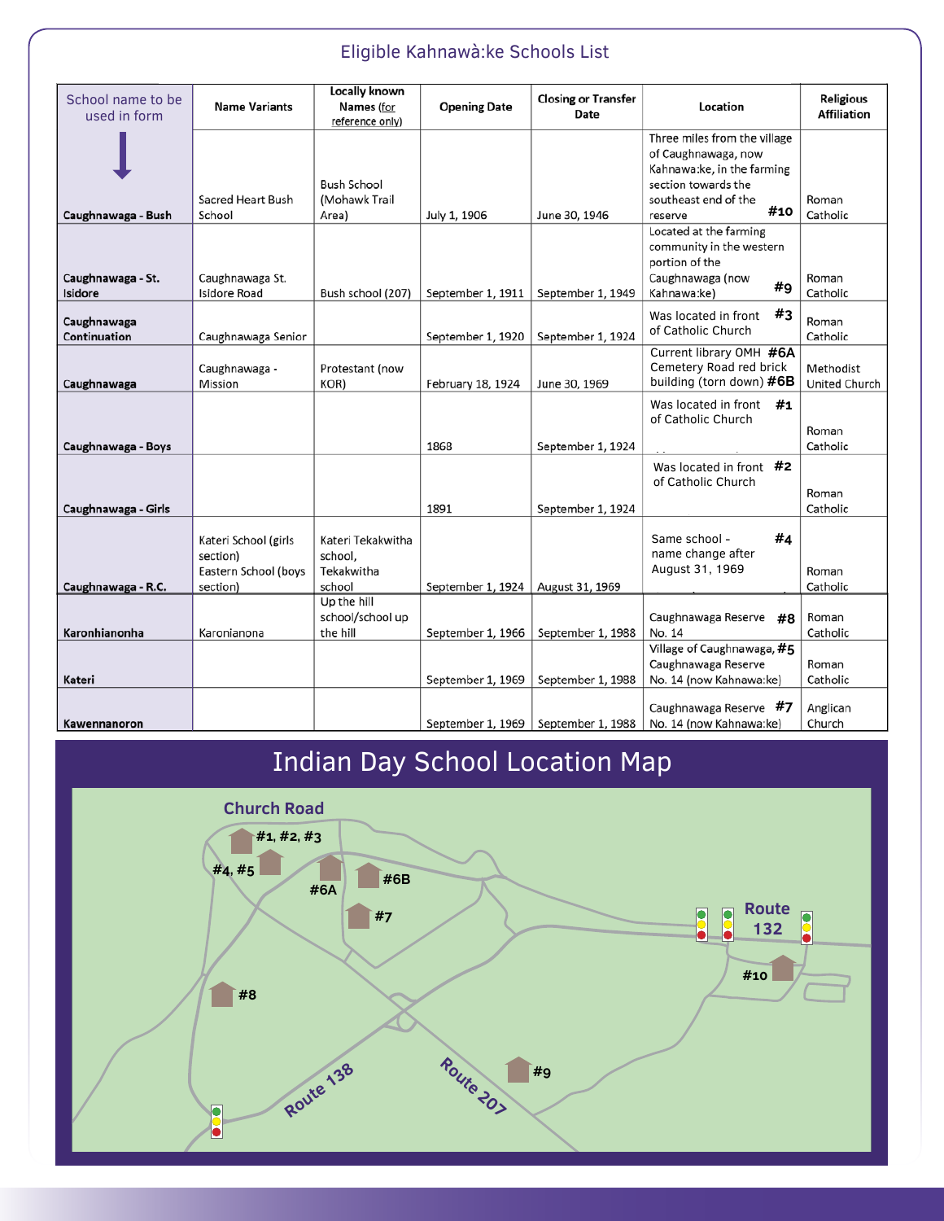## Eligible Kahnawà:ke Schools List

| School name to be used in form | Name Variants | Locally known Names (for reference only) | Opening Date | Closing or Transfer Date | Location | Religious Affiliation |
|---|---|---|---|---|---|---|
| **Caughnawaga - Bush** | Sacred Heart Bush School | Bush School (Mohawk Trail Area) | July 1, 1906 | June 30, 1946 | Three miles from the village of Caughnawaga, now Kahnawa:ke, in the farming section towards the southeast end of the reserve **#10** | Roman Catholic |
| **Caughnawaga - St. Isidore** | Caughnawaga St. Isidore Road | Bush school (207) | September 1, 1911 | September 1, 1949 | Located at the farming community in the western portion of the Caughnawaga (now Kahnawa:ke) **#9** | Roman Catholic |
| **Caughnawaga Continuation** | Caughnawaga Senior | | September 1, 1920 | September 1, 1924 | Was located in front of Catholic Church **#3** | Roman Catholic |
| **Caughnawaga** | Caughnawaga - Mission | Protestant (now KOR) | February 18, 1924 | June 30, 1969 | Current library OMH **#6A** Cemetery Road red brick building (torn down) **#6B** | Methodist United Church |
| **Caughnawaga - Boys** | | | 1868 | September 1, 1924 | Was located in front of Catholic Church **#1** | Roman Catholic |
| **Caughnawaga - Girls** | | | 1891 | September 1, 1924 | Was located in front of Catholic Church **#2** | Roman Catholic |
| **Caughnawaga - R.C.** | Kateri School (girls section) Eastern School (boys section) | Kateri Tekakwitha school, Tekakwitha school | September 1, 1924 | August 31, 1969 | Same school - name change after August 31, 1969 **#4** | Roman Catholic |
| **Karonhianonha** | Karonianona | Up the hill school/school up the hill | September 1, 1966 | September 1, 1988 | Caughnawaga Reserve No. 14 **#8** | Roman Catholic |
| **Kateri** | | | September 1, 1969 | September 1, 1988 | Village of Caughnawaga, Caughnawaga Reserve No. 14 (now Kahnawa:ke) **#5** | Roman Catholic |
| **Kawennanoron** | | | September 1, 1969 | September 1, 1988 | Caughnawaga Reserve No. 14 (now Kahnawa:ke) **#7** | Anglican Church |

## Indian Day School Location Map

Church Road

#1, #2, #3

#4, #5

#6A

#6B

#7

#8

#9

#10

Route 132

Route 138

Route 207